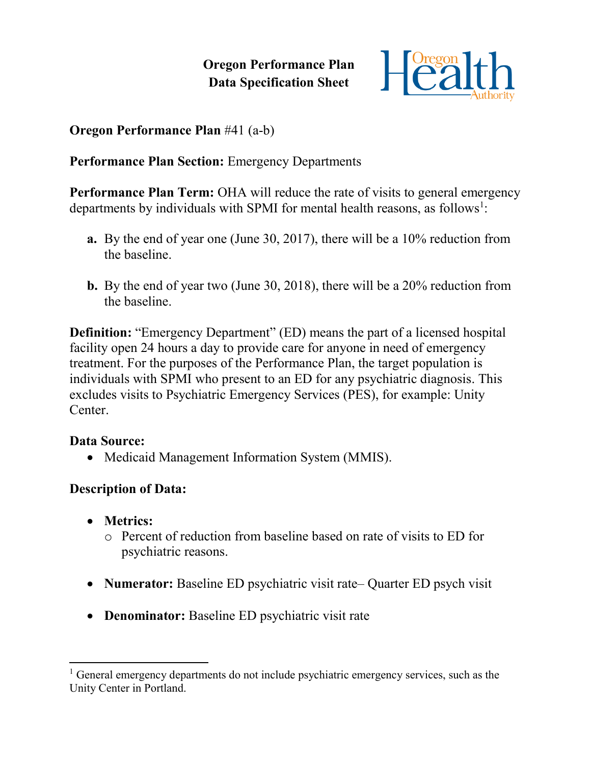**Oregon Performance Plan**
**Data Specification Sheet**

**Oregon Performance Plan** #41 (a-b)

**Performance Plan Section:** Emergency Departments

**Performance Plan Term:** OHA will reduce the rate of visits to general emergency departments by individuals with SPMI for mental health reasons, as follows[1]:

**a.** By the end of year one (June 30, 2017), there will be a 10% reduction from the baseline.

**b.** By the end of year two (June 30, 2018), there will be a 20% reduction from the baseline.

**Definition:** "Emergency Department" (ED) means the part of a licensed hospital facility open 24 hours a day to provide care for anyone in need of emergency treatment. For the purposes of the Performance Plan, the target population is individuals with SPMI who present to an ED for any psychiatric diagnosis. This excludes visits to Psychiatric Emergency Services (PES), for example: Unity Center.

**Data Source:**

- Medicaid Management Information System (MMIS).

**Description of Data:**

- **Metrics:**
  - Percent of reduction from baseline based on rate of visits to ED for psychiatric reasons.
- **Numerator:** Baseline ED psychiatric visit rate– Quarter ED psych visit
- **Denominator:** Baseline ED psychiatric visit rate

[1] General emergency departments do not include psychiatric emergency services, such as the Unity Center in Portland.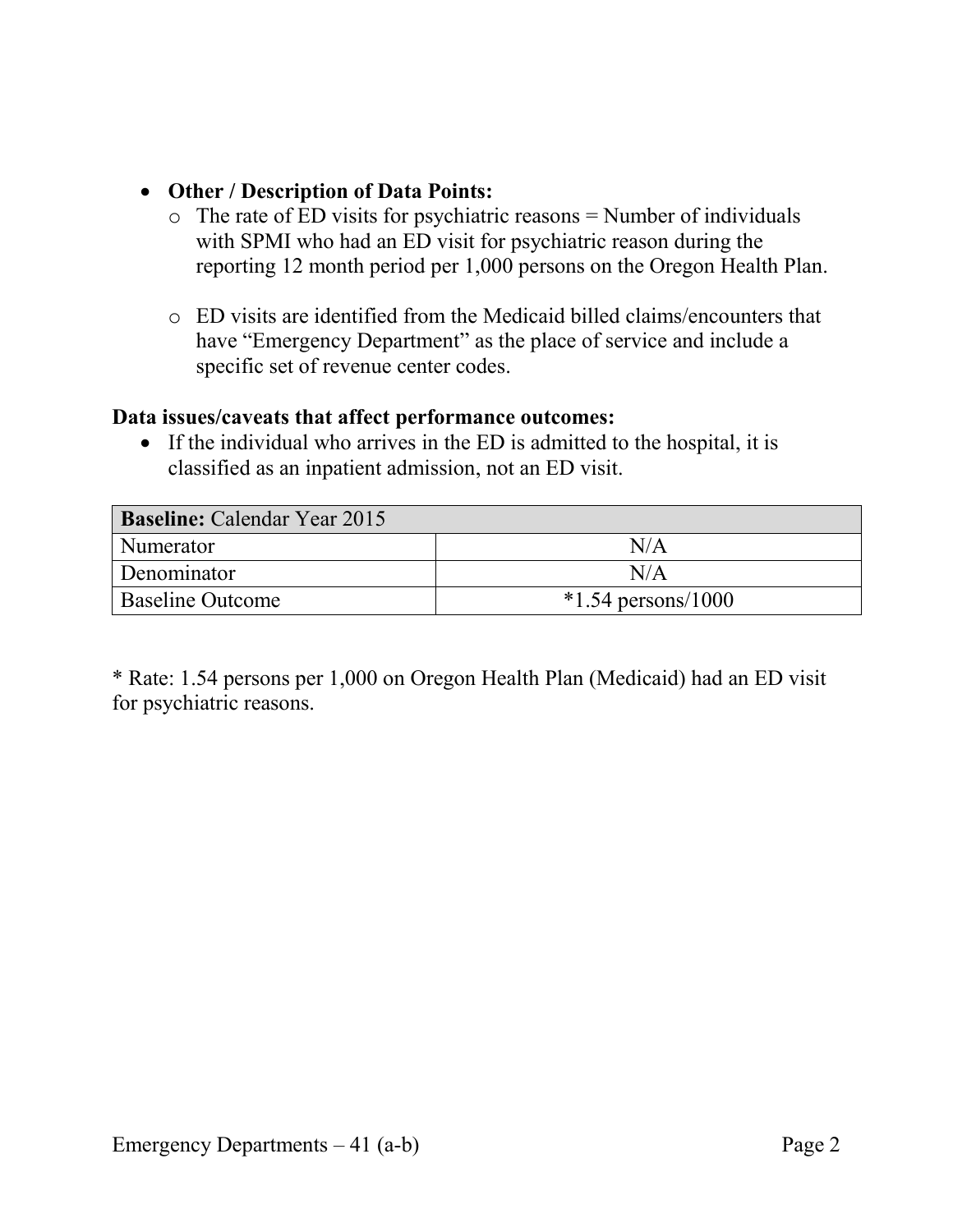- **Other / Description of Data Points:**
    - The rate of ED visits for psychiatric reasons = Number of individuals with SPMI who had an ED visit for psychiatric reason during the reporting 12 month period per 1,000 persons on the Oregon Health Plan.
    - ED visits are identified from the Medicaid billed claims/encounters that have "Emergency Department" as the place of service and include a specific set of revenue center codes.

**Data issues/caveats that affect performance outcomes:**

- If the individual who arrives in the ED is admitted to the hospital, it is classified as an inpatient admission, not an ED visit.

| **Baseline:** Calendar Year 2015 | |
|---|---|
| Numerator | N/A |
| Denominator | N/A |
| Baseline Outcome | *1.54 persons/1000 |

* Rate: 1.54 persons per 1,000 on Oregon Health Plan (Medicaid) had an ED visit for psychiatric reasons.